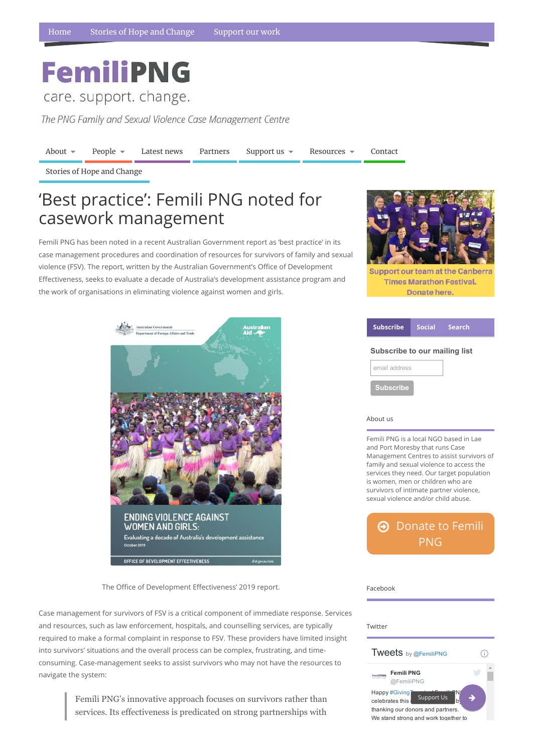Home Stories of Hope and Change Support our work

# FemiliPNG

care. support. change.

*The PNG Family and Sexual Violence Case Management Centre*

About People Latest news Partners Support us Resources Contact

Stories of Hope and Change

# 'Best practice': Femili PNG noted for casework management

Femili PNG has been noted in a recent Australian Government report as 'best practice' in its case management procedures and coordination of resources for survivors of family and sexual violence (FSV). The report, written by the Australian Government's Office of Development Effectiveness, seeks to evaluate a decade of Australia's development assistance program and the work of organisations in eliminating violence against women and girls.

The Office of Development Effectiveness' 2019 report.

Case management for survivors of FSV is a critical component of immediate response. Services and resources, such as law enforcement, hospitals, and counselling services, are typically required to make a formal complaint in response to FSV. These providers have limited insight into survivors' situations and the overall process can be complex, frustrating, and time-consuming. Case-management seeks to assist survivors who may not have the resources to navigate the system:

> Femili PNG's innovative approach focuses on survivors rather than services. Its effectiveness is predicated on strong partnerships with

Support our team at the Canberra Times Marathon Festival. Donate here.

Subscribe Social Search

**Subscribe to our mailing list**

email address

Subscribe

About us

Femili PNG is a local NGO based in Lae and Port Moresby that runs Case Management Centres to assist survivors of family and sexual violence to access the services they need. Our target population is women, men or children who are survivors of intimate partner violence, sexual violence and/or child abuse.

Donate to Femili PNG

Facebook

Twitter

Tweets by @FemiliPNG

Femili PNG
@FemiliPNG

Happy #GivingT... celebrates this ... thanking our donors and partners. We stand strong and work together to

Support Us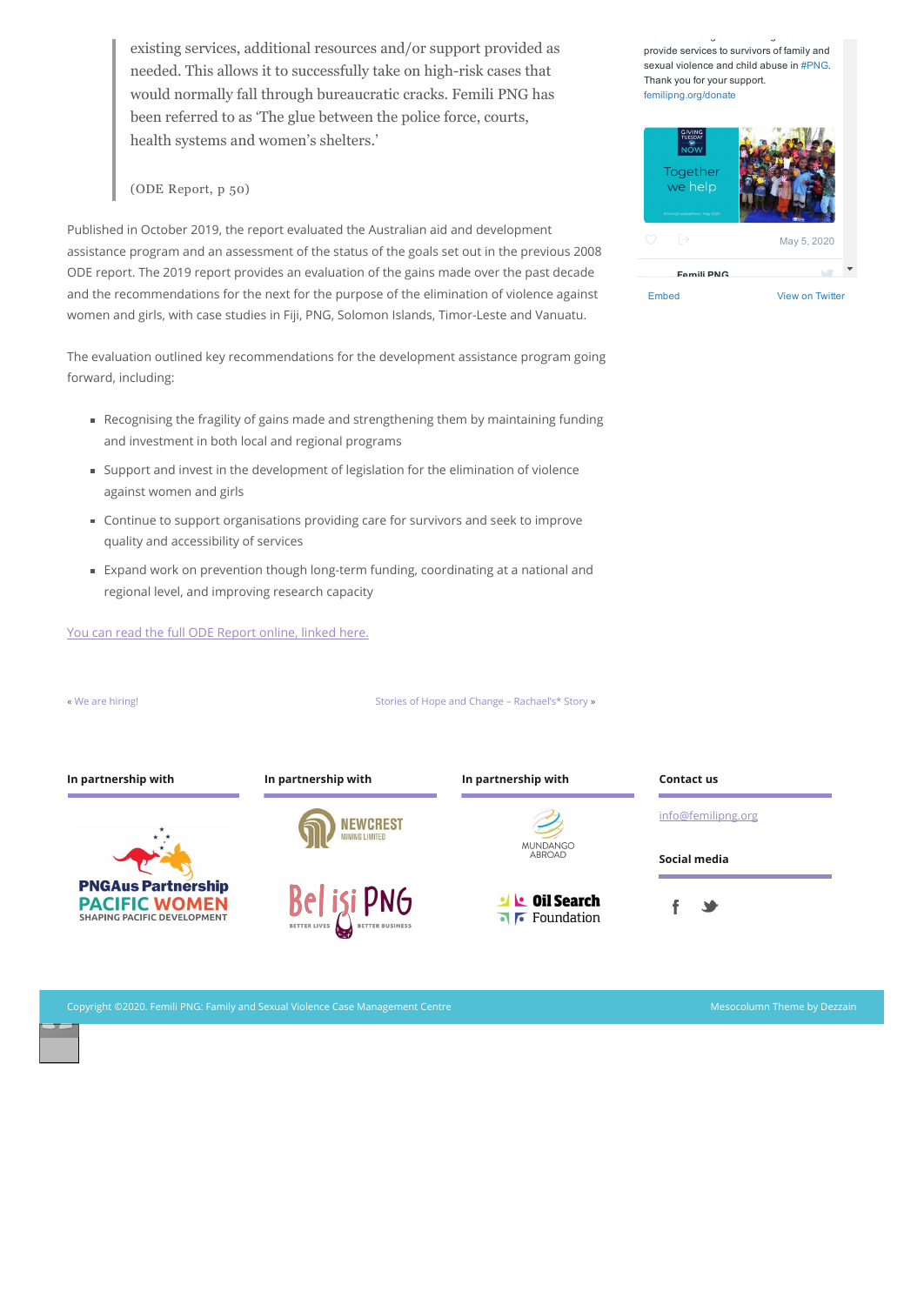> existing services, additional resources and/or support provided as needed. This allows it to successfully take on high-risk cases that would normally fall through bureaucratic cracks. Femili PNG has been referred to as 'The glue between the police force, courts, health systems and women's shelters.'
>
> (ODE Report, p 50)

Published in October 2019, the report evaluated the Australian aid and development assistance program and an assessment of the status of the goals set out in the previous 2008 ODE report. The 2019 report provides an evaluation of the gains made over the past decade and the recommendations for the next for the purpose of the elimination of violence against women and girls, with case studies in Fiji, PNG, Solomon Islands, Timor-Leste and Vanuatu.

The evaluation outlined key recommendations for the development assistance program going forward, including:

- Recognising the fragility of gains made and strengthening them by maintaining funding and investment in both local and regional programs
- Support and invest in the development of legislation for the elimination of violence against women and girls
- Continue to support organisations providing care for survivors and seek to improve quality and accessibility of services
- Expand work on prevention though long-term funding, coordinating at a national and regional level, and improving research capacity

You can read the full ODE Report online, linked here.

provide services to survivors of family and sexual violence and child abuse in #PNG. Thank you for your support.
femilipng.org/donate

May 5, 2020

Embed View on Twitter

« We are hiring!

Stories of Hope and Change – Rachael's* Story »

**In partnership with**

**In partnership with**

**In partnership with**

**Contact us**

info@femilipng.org

**Social media**

Copyright ©2020. Femili PNG: Family and Sexual Violence Case Management Centre

Mesocolumn Theme by Dezzain